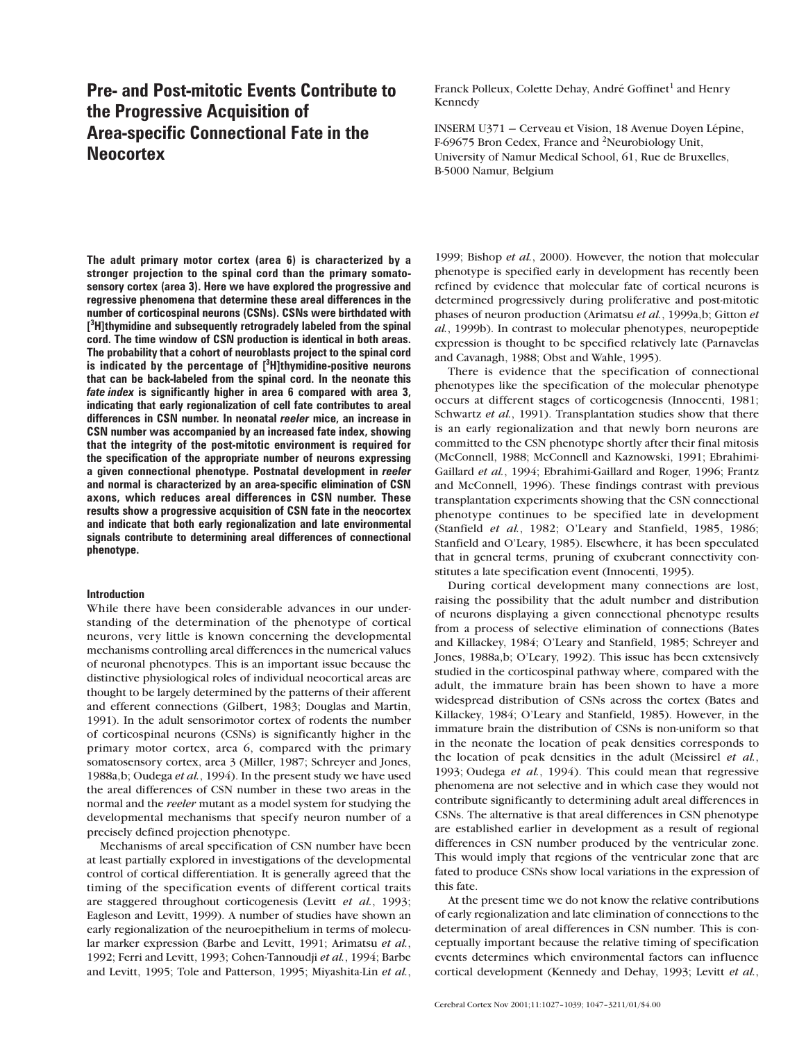# Pre- and Post-mitotic Events Contribute to the Progressive Acquisition of Area-specific Connectional Fate in the Neocortex

Franck Polleux, Colette Dehay, André Goffinet[1] and Henry Kennedy

INSERM U371 — Cerveau et Vision, 18 Avenue Doyen Lépine, F-69675 Bron Cedex, France and [2]Neurobiology Unit, University of Namur Medical School, 61, Rue de Bruxelles, B-5000 Namur, Belgium

**The adult primary motor cortex (area 6) is characterized by a stronger projection to the spinal cord than the primary somatosensory cortex (area 3). Here we have explored the progressive and regressive phenomena that determine these areal differences in the number of corticospinal neurons (CSNs). CSNs were birthdated with [$^3$H]thymidine and subsequently retrogradely labeled from the spinal cord. The time window of CSN production is identical in both areas. The probability that a cohort of neuroblasts project to the spinal cord is indicated by the percentage of [$^3$H]thymidine-positive neurons that can be back-labeled from the spinal cord. In the neonate this *fate index* is significantly higher in area 6 compared with area 3, indicating that early regionalization of cell fate contributes to areal differences in CSN number. In neonatal *reeler* mice, an increase in CSN number was accompanied by an increased fate index, showing that the integrity of the post-mitotic environment is required for the specification of the appropriate number of neurons expressing a given connectional phenotype. Postnatal development in *reeler* and normal is characterized by an area-specific elimination of CSN axons, which reduces areal differences in CSN number. These results show a progressive acquisition of CSN fate in the neocortex and indicate that both early regionalization and late environmental signals contribute to determining areal differences of connectional phenotype.**

## Introduction

While there have been considerable advances in our understanding of the determination of the phenotype of cortical neurons, very little is known concerning the developmental mechanisms controlling areal differences in the numerical values of neuronal phenotypes. This is an important issue because the distinctive physiological roles of individual neocortical areas are thought to be largely determined by the patterns of their afferent and efferent connections (Gilbert, 1983; Douglas and Martin, 1991). In the adult sensorimotor cortex of rodents the number of corticospinal neurons (CSNs) is significantly higher in the primary motor cortex, area 6, compared with the primary somatosensory cortex, area 3 (Miller, 1987; Schreyer and Jones, 1988a,b; Oudega *et al.*, 1994). In the present study we have used the areal differences of CSN number in these two areas in the normal and the *reeler* mutant as a model system for studying the developmental mechanisms that specify neuron number of a precisely defined projection phenotype.

Mechanisms of areal specification of CSN number have been at least partially explored in investigations of the developmental control of cortical differentiation. It is generally agreed that the timing of the specification events of different cortical traits are staggered throughout corticogenesis (Levitt *et al.*, 1993; Eagleson and Levitt, 1999). A number of studies have shown an early regionalization of the neuroepithelium in terms of molecular marker expression (Barbe and Levitt, 1991; Arimatsu *et al.*, 1992; Ferri and Levitt, 1993; Cohen-Tannoudji *et al.*, 1994; Barbe and Levitt, 1995; Tole and Patterson, 1995; Miyashita-Lin *et al.*, 1999; Bishop *et al.*, 2000). However, the notion that molecular phenotype is specified early in development has recently been refined by evidence that molecular fate of cortical neurons is determined progressively during proliferative and post-mitotic phases of neuron production (Arimatsu *et al.*, 1999a,b; Gitton *et al.*, 1999b). In contrast to molecular phenotypes, neuropeptide expression is thought to be specified relatively late (Parnavelas and Cavanagh, 1988; Obst and Wahle, 1995).

There is evidence that the specification of connectional phenotypes like the specification of the molecular phenotype occurs at different stages of corticogenesis (Innocenti, 1981; Schwartz *et al.*, 1991). Transplantation studies show that there is an early regionalization and that newly born neurons are committed to the CSN phenotype shortly after their final mitosis (McConnell, 1988; McConnell and Kaznowski, 1991; Ebrahimi-Gaillard *et al.*, 1994; Ebrahimi-Gaillard and Roger, 1996; Frantz and McConnell, 1996). These findings contrast with previous transplantation experiments showing that the CSN connectional phenotype continues to be specified late in development (Stanfield *et al.*, 1982; O'Leary and Stanfield, 1985, 1986; Stanfield and O'Leary, 1985). Elsewhere, it has been speculated that in general terms, pruning of exuberant connectivity constitutes a late specification event (Innocenti, 1995).

During cortical development many connections are lost, raising the possibility that the adult number and distribution of neurons displaying a given connectional phenotype results from a process of selective elimination of connections (Bates and Killackey, 1984; O'Leary and Stanfield, 1985; Schreyer and Jones, 1988a,b; O'Leary, 1992). This issue has been extensively studied in the corticospinal pathway where, compared with the adult, the immature brain has been shown to have a more widespread distribution of CSNs across the cortex (Bates and Killackey, 1984; O'Leary and Stanfield, 1985). However, in the immature brain the distribution of CSNs is non-uniform so that in the neonate the location of peak densities corresponds to the location of peak densities in the adult (Meissirel *et al.*, 1993; Oudega *et al.*, 1994). This could mean that regressive phenomena are not selective and in which case they would not contribute significantly to determining adult areal differences in CSNs. The alternative is that areal differences in CSN phenotype are established earlier in development as a result of regional differences in CSN number produced by the ventricular zone. This would imply that regions of the ventricular zone that are fated to produce CSNs show local variations in the expression of this fate.

At the present time we do not know the relative contributions of early regionalization and late elimination of connections to the determination of areal differences in CSN number. This is conceptually important because the relative timing of specification events determines which environmental factors can influence cortical development (Kennedy and Dehay, 1993; Levitt *et al.*,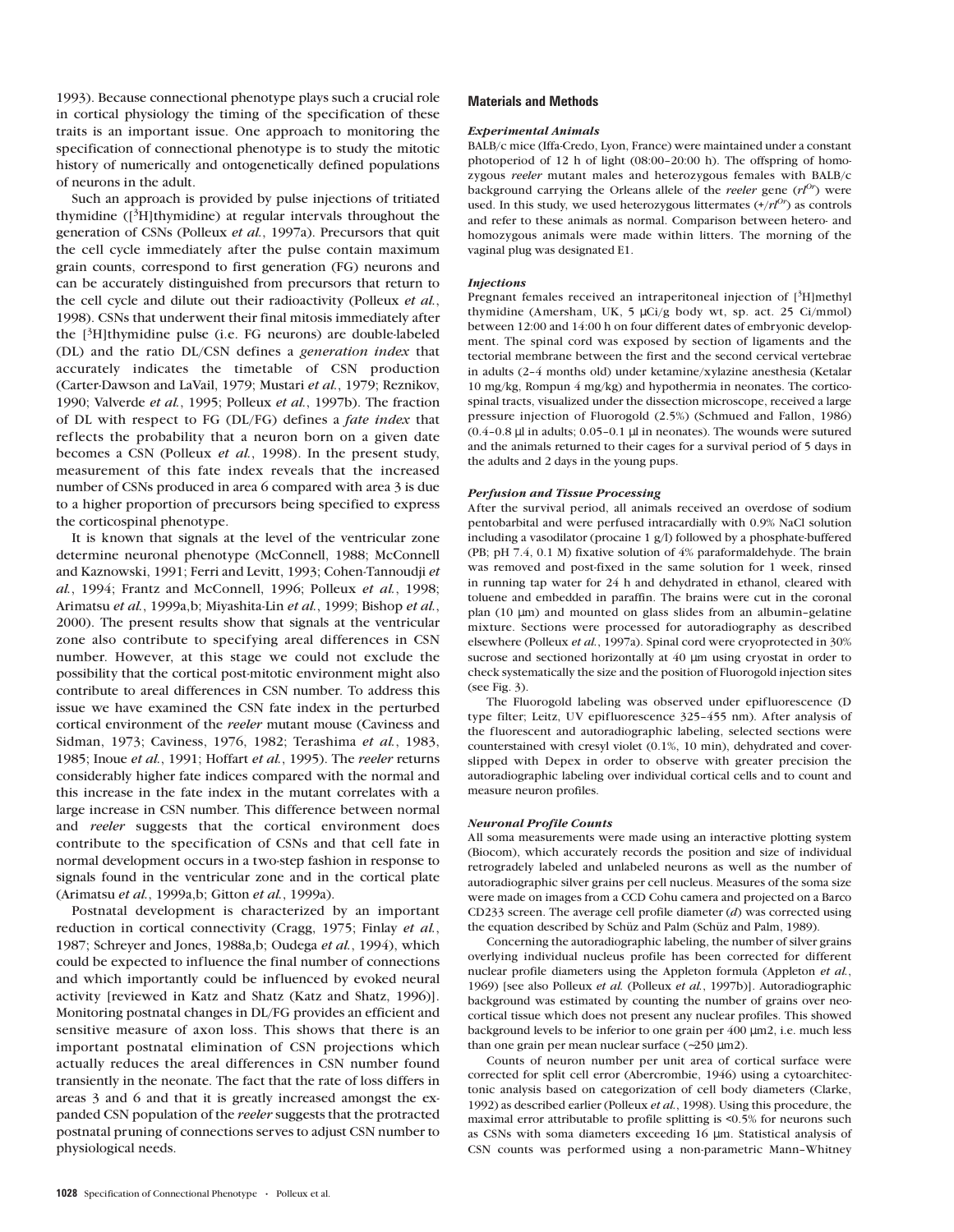1993). Because connectional phenotype plays such a crucial role in cortical physiology the timing of the specification of these traits is an important issue. One approach to monitoring the specification of connectional phenotype is to study the mitotic history of numerically and ontogenetically defined populations of neurons in the adult.

Such an approach is provided by pulse injections of tritiated thymidine ([$^3$H]thymidine) at regular intervals throughout the generation of CSNs (Polleux *et al.*, 1997a). Precursors that quit the cell cycle immediately after the pulse contain maximum grain counts, correspond to first generation (FG) neurons and can be accurately distinguished from precursors that return to the cell cycle and dilute out their radioactivity (Polleux *et al.*, 1998). CSNs that underwent their final mitosis immediately after the [$^3$H]thymidine pulse (i.e. FG neurons) are double-labeled (DL) and the ratio DL/CSN defines a *generation index* that accurately indicates the timetable of CSN production (Carter-Dawson and LaVail, 1979; Mustari *et al.*, 1979; Reznikov, 1990; Valverde *et al.*, 1995; Polleux *et al.*, 1997b). The fraction of DL with respect to FG (DL/FG) defines a *fate index* that reflects the probability that a neuron born on a given date becomes a CSN (Polleux *et al.*, 1998). In the present study, measurement of this fate index reveals that the increased number of CSNs produced in area 6 compared with area 3 is due to a higher proportion of precursors being specified to express the corticospinal phenotype.

It is known that signals at the level of the ventricular zone determine neuronal phenotype (McConnell, 1988; McConnell and Kaznowski, 1991; Ferri and Levitt, 1993; Cohen-Tannoudji *et al.*, 1994; Frantz and McConnell, 1996; Polleux *et al.*, 1998; Arimatsu *et al.*, 1999a,b; Miyashita-Lin *et al.*, 1999; Bishop *et al.*, 2000). The present results show that signals at the ventricular zone also contribute to specifying areal differences in CSN number. However, at this stage we could not exclude the possibility that the cortical post-mitotic environment might also contribute to areal differences in CSN number. To address this issue we have examined the CSN fate index in the perturbed cortical environment of the *reeler* mutant mouse (Caviness and Sidman, 1973; Caviness, 1976, 1982; Terashima *et al.*, 1983, 1985; Inoue *et al.*, 1991; Hoffart *et al.*, 1995). The *reeler* returns considerably higher fate indices compared with the normal and this increase in the fate index in the mutant correlates with a large increase in CSN number. This difference between normal and *reeler* suggests that the cortical environment does contribute to the specification of CSNs and that cell fate in normal development occurs in a two-step fashion in response to signals found in the ventricular zone and in the cortical plate (Arimatsu *et al.*, 1999a,b; Gitton *et al.*, 1999a).

Postnatal development is characterized by an important reduction in cortical connectivity (Cragg, 1975; Finlay *et al.*, 1987; Schreyer and Jones, 1988a,b; Oudega *et al.*, 1994), which could be expected to influence the final number of connections and which importantly could be influenced by evoked neural activity [reviewed in Katz and Shatz (Katz and Shatz, 1996)]. Monitoring postnatal changes in DL/FG provides an efficient and sensitive measure of axon loss. This shows that there is an important postnatal elimination of CSN projections which actually reduces the areal differences in CSN number found transiently in the neonate. The fact that the rate of loss differs in areas 3 and 6 and that it is greatly increased amongst the expanded CSN population of the *reeler* suggests that the protracted postnatal pruning of connections serves to adjust CSN number to physiological needs.

## Materials and Methods

### *Experimental Animals*

BALB/c mice (Iffa-Credo, Lyon, France) were maintained under a constant photoperiod of 12 h of light (08:00–20:00 h). The offspring of homozygous *reeler* mutant males and heterozygous females with BALB/c background carrying the Orleans allele of the *reeler* gene ($rl^{Or}$) were used. In this study, we used heterozygous littermates ($+/rl^{Or}$) as controls and refer to these animals as normal. Comparison between hetero- and homozygous animals were made within litters. The morning of the vaginal plug was designated E1.

### *Injections*

Pregnant females received an intraperitoneal injection of [$^3$H]methyl thymidine (Amersham, UK, 5 μCi/g body wt, sp. act. 25 Ci/mmol) between 12:00 and 14:00 h on four different dates of embryonic development. The spinal cord was exposed by section of ligaments and the tectorial membrane between the first and the second cervical vertebrae in adults (2–4 months old) under ketamine/xylazine anesthesia (Ketalar 10 mg/kg, Rompun 4 mg/kg) and hypothermia in neonates. The corticospinal tracts, visualized under the dissection microscope, received a large pressure injection of Fluorogold (2.5%) (Schmued and Fallon, 1986) (0.4–0.8 μl in adults; 0.05–0.1 μl in neonates). The wounds were sutured and the animals returned to their cages for a survival period of 5 days in the adults and 2 days in the young pups.

### *Perfusion and Tissue Processing*

After the survival period, all animals received an overdose of sodium pentobarbital and were perfused intracardially with 0.9% NaCl solution including a vasodilator (procaine 1 g/l) followed by a phosphate-buffered (PB; pH 7.4, 0.1 M) fixative solution of 4% paraformaldehyde. The brain was removed and post-fixed in the same solution for 1 week, rinsed in running tap water for 24 h and dehydrated in ethanol, cleared with toluene and embedded in paraffin. The brains were cut in the coronal plan (10 μm) and mounted on glass slides from an albumin–gelatine mixture. Sections were processed for autoradiography as described elsewhere (Polleux *et al.*, 1997a). Spinal cord were cryoprotected in 30% sucrose and sectioned horizontally at 40 μm using cryostat in order to check systematically the size and the position of Fluorogold injection sites (see Fig. 3).

The Fluorogold labeling was observed under epifluorescence (D type filter; Leitz, UV epifluorescence 325–455 nm). After analysis of the fluorescent and autoradiographic labeling, selected sections were counterstained with cresyl violet (0.1%, 10 min), dehydrated and coverslipped with Depex in order to observe with greater precision the autoradiographic labeling over individual cortical cells and to count and measure neuron profiles.

### *Neuronal Profile Counts*

All soma measurements were made using an interactive plotting system (Biocom), which accurately records the position and size of individual retrogradely labeled and unlabeled neurons as well as the number of autoradiographic silver grains per cell nucleus. Measures of the soma size were made on images from a CCD Cohu camera and projected on a Barco CD233 screen. The average cell profile diameter (*d*) was corrected using the equation described by Schüz and Palm (Schüz and Palm, 1989).

Concerning the autoradiographic labeling, the number of silver grains overlying individual nucleus profile has been corrected for different nuclear profile diameters using the Appleton formula (Appleton *et al.*, 1969) [see also Polleux *et al.* (Polleux *et al.*, 1997b)]. Autoradiographic background was estimated by counting the number of grains over neocortical tissue which does not present any nuclear profiles. This showed background levels to be inferior to one grain per 400 μm2, i.e. much less than one grain per mean nuclear surface (~250 μm2).

Counts of neuron number per unit area of cortical surface were corrected for split cell error (Abercrombie, 1946) using a cytoarchitectonic analysis based on categorization of cell body diameters (Clarke, 1992) as described earlier (Polleux *et al.*, 1998). Using this procedure, the maximal error attributable to profile splitting is <0.5% for neurons such as CSNs with soma diameters exceeding 16 μm. Statistical analysis of CSN counts was performed using a non-parametric Mann–Whitney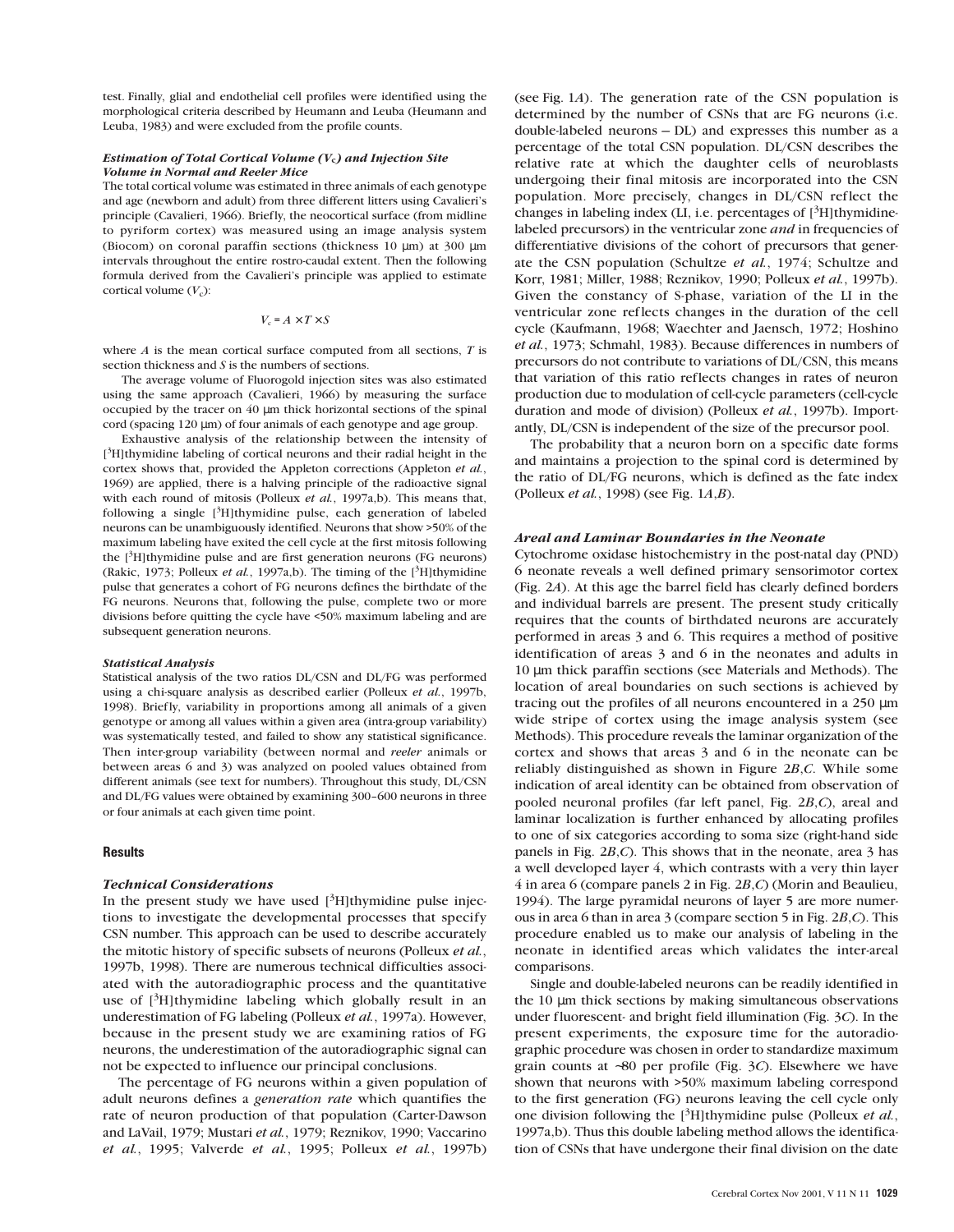test. Finally, glial and endothelial cell profiles were identified using the morphological criteria described by Heumann and Leuba (Heumann and Leuba, 1983) and were excluded from the profile counts.

### *Estimation of Total Cortical Volume ($V_c$) and Injection Site Volume in Normal and Reeler Mice*

The total cortical volume was estimated in three animals of each genotype and age (newborn and adult) from three different litters using Cavalieri's principle (Cavalieri, 1966). Briefly, the neocortical surface (from midline to pyriform cortex) was measured using an image analysis system (Biocom) on coronal paraffin sections (thickness 10 μm) at 300 μm intervals throughout the entire rostro-caudal extent. Then the following formula derived from the Cavalieri's principle was applied to estimate cortical volume ($V_c$):

$$V_c = A \times T \times S$$

where $A$ is the mean cortical surface computed from all sections, $T$ is section thickness and $S$ is the numbers of sections.

The average volume of Fluorogold injection sites was also estimated using the same approach (Cavalieri, 1966) by measuring the surface occupied by the tracer on 40 μm thick horizontal sections of the spinal cord (spacing 120 μm) of four animals of each genotype and age group.

Exhaustive analysis of the relationship between the intensity of [$^3$H]thymidine labeling of cortical neurons and their radial height in the cortex shows that, provided the Appleton corrections (Appleton *et al.*, 1969) are applied, there is a halving principle of the radioactive signal with each round of mitosis (Polleux *et al.*, 1997a,b). This means that, following a single [$^3$H]thymidine pulse, each generation of labeled neurons can be unambiguously identified. Neurons that show >50% of the maximum labeling have exited the cell cycle at the first mitosis following the [$^3$H]thymidine pulse and are first generation neurons (FG neurons) (Rakic, 1973; Polleux *et al.*, 1997a,b). The timing of the [$^3$H]thymidine pulse that generates a cohort of FG neurons defines the birthdate of the FG neurons. Neurons that, following the pulse, complete two or more divisions before quitting the cycle have <50% maximum labeling and are subsequent generation neurons.

### *Statistical Analysis*

Statistical analysis of the two ratios DL/CSN and DL/FG was performed using a chi-square analysis as described earlier (Polleux *et al.*, 1997b, 1998). Briefly, variability in proportions among all animals of a given genotype or among all values within a given area (intra-group variability) was systematically tested, and failed to show any statistical significance. Then inter-group variability (between normal and *reeler* animals or between areas 6 and 3) was analyzed on pooled values obtained from different animals (see text for numbers). Throughout this study, DL/CSN and DL/FG values were obtained by examining 300–600 neurons in three or four animals at each given time point.

## Results

### *Technical Considerations*

In the present study we have used [$^3$H]thymidine pulse injections to investigate the developmental processes that specify CSN number. This approach can be used to describe accurately the mitotic history of specific subsets of neurons (Polleux *et al.*, 1997b, 1998). There are numerous technical difficulties associated with the autoradiographic process and the quantitative use of [$^3$H]thymidine labeling which globally result in an underestimation of FG labeling (Polleux *et al.*, 1997a). However, because in the present study we are examining ratios of FG neurons, the underestimation of the autoradiographic signal can not be expected to influence our principal conclusions.

The percentage of FG neurons within a given population of adult neurons defines a *generation rate* which quantifies the rate of neuron production of that population (Carter-Dawson and LaVail, 1979; Mustari *et al.*, 1979; Reznikov, 1990; Vaccarino *et al.*, 1995; Valverde *et al.*, 1995; Polleux *et al.*, 1997b) (see Fig. 1*A*). The generation rate of the CSN population is determined by the number of CSNs that are FG neurons (i.e. double-labeled neurons – DL) and expresses this number as a percentage of the total CSN population. DL/CSN describes the relative rate at which the daughter cells of neuroblasts undergoing their final mitosis are incorporated into the CSN population. More precisely, changes in DL/CSN reflect the changes in labeling index (LI, i.e. percentages of [$^3$H]thymidine-labeled precursors) in the ventricular zone *and* in frequencies of differentiative divisions of the cohort of precursors that generate the CSN population (Schultze *et al.*, 1974; Schultze and Korr, 1981; Miller, 1988; Reznikov, 1990; Polleux *et al.*, 1997b). Given the constancy of S-phase, variation of the LI in the ventricular zone reflects changes in the duration of the cell cycle (Kaufmann, 1968; Waechter and Jaensch, 1972; Hoshino *et al.*, 1973; Schmahl, 1983). Because differences in numbers of precursors do not contribute to variations of DL/CSN, this means that variation of this ratio reflects changes in rates of neuron production due to modulation of cell-cycle parameters (cell-cycle duration and mode of division) (Polleux *et al.*, 1997b). Importantly, DL/CSN is independent of the size of the precursor pool.

The probability that a neuron born on a specific date forms and maintains a projection to the spinal cord is determined by the ratio of DL/FG neurons, which is defined as the fate index (Polleux *et al.*, 1998) (see Fig. 1*A*,*B*).

### *Areal and Laminar Boundaries in the Neonate*

Cytochrome oxidase histochemistry in the post-natal day (PND) 6 neonate reveals a well defined primary sensorimotor cortex (Fig. 2*A*). At this age the barrel field has clearly defined borders and individual barrels are present. The present study critically requires that the counts of birthdated neurons are accurately performed in areas 3 and 6. This requires a method of positive identification of areas 3 and 6 in the neonates and adults in 10 μm thick paraffin sections (see Materials and Methods). The location of areal boundaries on such sections is achieved by tracing out the profiles of all neurons encountered in a 250 μm wide stripe of cortex using the image analysis system (see Methods). This procedure reveals the laminar organization of the cortex and shows that areas 3 and 6 in the neonate can be reliably distinguished as shown in Figure 2*B*,*C*. While some indication of areal identity can be obtained from observation of pooled neuronal profiles (far left panel, Fig. 2*B*,*C*), areal and laminar localization is further enhanced by allocating profiles to one of six categories according to soma size (right-hand side panels in Fig. 2*B*,*C*). This shows that in the neonate, area 3 has a well developed layer 4, which contrasts with a very thin layer 4 in area 6 (compare panels 2 in Fig. 2*B*,*C*) (Morin and Beaulieu, 1994). The large pyramidal neurons of layer 5 are more numerous in area 6 than in area 3 (compare section 5 in Fig. 2*B*,*C*). This procedure enabled us to make our analysis of labeling in the neonate in identified areas which validates the inter-areal comparisons.

Single and double-labeled neurons can be readily identified in the 10 μm thick sections by making simultaneous observations under fluorescent- and bright field illumination (Fig. 3*C*). In the present experiments, the exposure time for the autoradiographic procedure was chosen in order to standardize maximum grain counts at ~80 per profile (Fig. 3*C*). Elsewhere we have shown that neurons with >50% maximum labeling correspond to the first generation (FG) neurons leaving the cell cycle only one division following the [$^3$H]thymidine pulse (Polleux *et al.*, 1997a,b). Thus this double labeling method allows the identification of CSNs that have undergone their final division on the date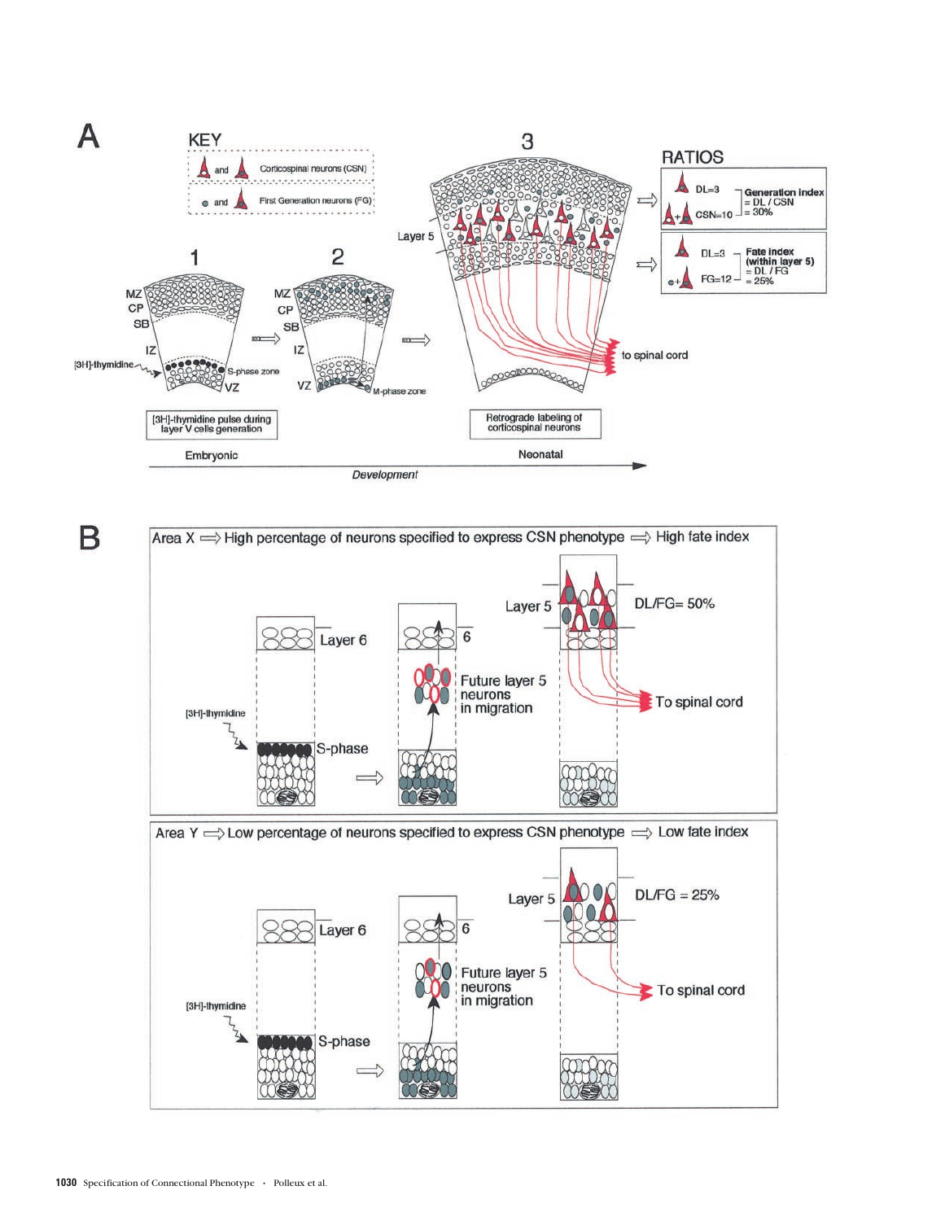A

KEY

and Corticospinal neurons (CSN)

and First Generation neurons (FG)

1

MZ
CP
SB

IZ

[3H]-thymidine

S-phase zone

VZ

[3H]-thymidine pulse during layer V cells generation

Embryonic

2

MZ
CP
SB

IZ

VZ

M-phase zone

3

Layer 5

to spinal cord

Retrograde labeling of corticospinal neurons

Neonatal

Development

RATIOS

DL=3
CSN=10
Generation index = DL / CSN = 30%

DL=3
FG=12
Fate index (within layer 5) = DL / FG = 25%

B

Area X ⟹ High percentage of neurons specified to express CSN phenotype ⟹ High fate index

Layer 6

[3H]-thymidine

S-phase

6

Future layer 5 neurons in migration

Layer 5

DL/FG= 50%

To spinal cord

Area Y ⟹ Low percentage of neurons specified to express CSN phenotype ⟹ Low fate index

Layer 6

[3H]-thymidine

S-phase

6

Future layer 5 neurons in migration

Layer 5

DL/FG = 25%

To spinal cord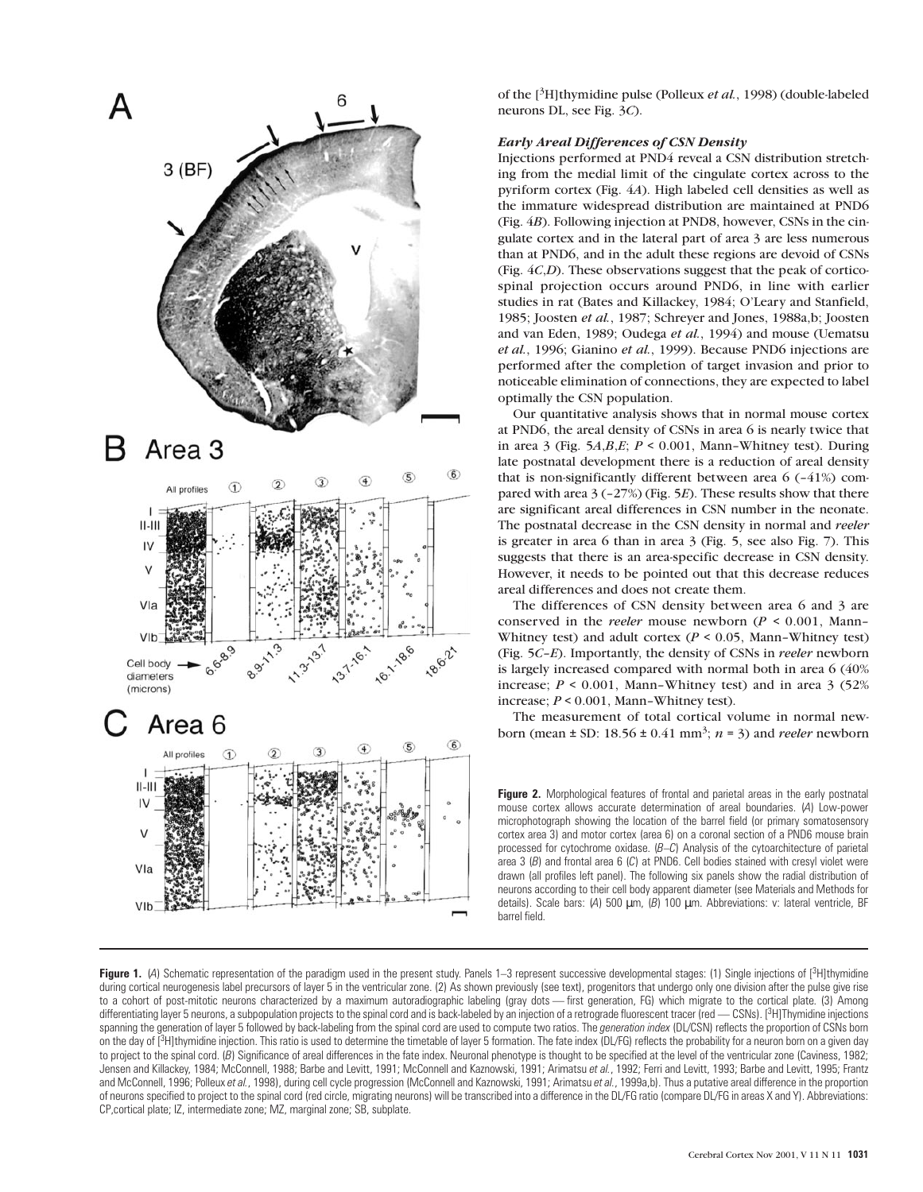of the [$^3$H]thymidine pulse (Polleux *et al.*, 1998) (double-labeled neurons DL, see Fig. 3*C*).

### *Early Areal Differences of CSN Density*

Injections performed at PND4 reveal a CSN distribution stretching from the medial limit of the cingulate cortex across to the pyriform cortex (Fig. 4*A*). High labeled cell densities as well as the immature widespread distribution are maintained at PND6 (Fig. 4*B*). Following injection at PND8, however, CSNs in the cingulate cortex and in the lateral part of area 3 are less numerous than at PND6, and in the adult these regions are devoid of CSNs (Fig. 4*C*,*D*). These observations suggest that the peak of corticospinal projection occurs around PND6, in line with earlier studies in rat (Bates and Killackey, 1984; O'Leary and Stanfield, 1985; Joosten *et al.*, 1987; Schreyer and Jones, 1988a,b; Joosten and van Eden, 1989; Oudega *et al.*, 1994) and mouse (Uematsu *et al.*, 1996; Gianino *et al.*, 1999). Because PND6 injections are performed after the completion of target invasion and prior to noticeable elimination of connections, they are expected to label optimally the CSN population.

Our quantitative analysis shows that in normal mouse cortex at PND6, the areal density of CSNs in area 6 is nearly twice that in area 3 (Fig. 5*A*,*B*,*E*; $P < 0.001$, Mann–Whitney test). During late postnatal development there is a reduction of areal density that is non-significantly different between area 6 (–41%) compared with area 3 (–27%) (Fig. 5*E*). These results show that there are significant areal differences in CSN number in the neonate. The postnatal decrease in the CSN density in normal and *reeler* is greater in area 6 than in area 3 (Fig. 5, see also Fig. 7). This suggests that there is an area-specific decrease in CSN density. However, it needs to be pointed out that this decrease reduces areal differences and does not create them.

The differences of CSN density between area 6 and 3 are conserved in the *reeler* mouse newborn ($P < 0.001$, Mann–Whitney test) and adult cortex ($P < 0.05$, Mann–Whitney test) (Fig. 5*C*–*E*). Importantly, the density of CSNs in *reeler* newborn is largely increased compared with normal both in area 6 (40% increase; $P < 0.001$, Mann–Whitney test) and in area 3 (52% increase; $P < 0.001$, Mann–Whitney test).

The measurement of total cortical volume in normal newborn (mean ± SD: 18.56 ± 0.41 mm$^3$; $n = 3$) and *reeler* newborn

**Figure 2.** Morphological features of frontal and parietal areas in the early postnatal mouse cortex allows accurate determination of areal boundaries. (*A*) Low-power microphotograph showing the location of the barrel field (or primary somatosensory cortex area 3) and motor cortex (area 6) on a coronal section of a PND6 mouse brain processed for cytochrome oxidase. (*B*–*C*) Analysis of the cytoarchitecture of parietal area 3 (*B*) and frontal area 6 (*C*) at PND6. Cell bodies stained with cresyl violet were drawn (all profiles left panel). The following six panels show the radial distribution of neurons according to their cell body apparent diameter (see Materials and Methods for details). Scale bars: (*A*) 500 μm, (*B*) 100 μm. Abbreviations: v: lateral ventricle, BF barrel field.

**Figure 1.** (*A*) Schematic representation of the paradigm used in the present study. Panels 1–3 represent successive developmental stages: (1) Single injections of [$^3$H]thymidine during cortical neurogenesis label precursors of layer 5 in the ventricular zone. (2) As shown previously (see text), progenitors that undergo only one division after the pulse give rise to a cohort of post-mitotic neurons characterized by a maximum autoradiographic labeling (gray dots — first generation, FG) which migrate to the cortical plate. (3) Among differentiating layer 5 neurons, a subpopulation projects to the spinal cord and is back-labeled by an injection of a retrograde fluorescent tracer (red — CSNs). [$^3$H]Thymidine injections spanning the generation of layer 5 followed by back-labeling from the spinal cord are used to compute two ratios. The *generation index* (DL/CSN) reflects the proportion of CSNs born on the day of [$^3$H]thymidine injection. This ratio is used to determine the timetable of layer 5 formation. The fate index (DL/FG) reflects the probability for a neuron born on a given day to project to the spinal cord. (*B*) Significance of areal differences in the fate index. Neuronal phenotype is thought to be specified at the level of the ventricular zone (Caviness, 1982; Jensen and Killackey, 1984; McConnell, 1988; Barbe and Levitt, 1991; McConnell and Kaznowski, 1991; Arimatsu *et al.*, 1992; Ferri and Levitt, 1993; Barbe and Levitt, 1995; Frantz and McConnell, 1996; Polleux *et al.*, 1998), during cell cycle progression (McConnell and Kaznowski, 1991; Arimatsu *et al.*, 1999a,b). Thus a putative areal difference in the proportion of neurons specified to project to the spinal cord (red circle, migrating neurons) will be transcribed into a difference in the DL/FG ratio (compare DL/FG in areas X and Y). Abbreviations: CP, cortical plate; IZ, intermediate zone; MZ, marginal zone; SB, subplate.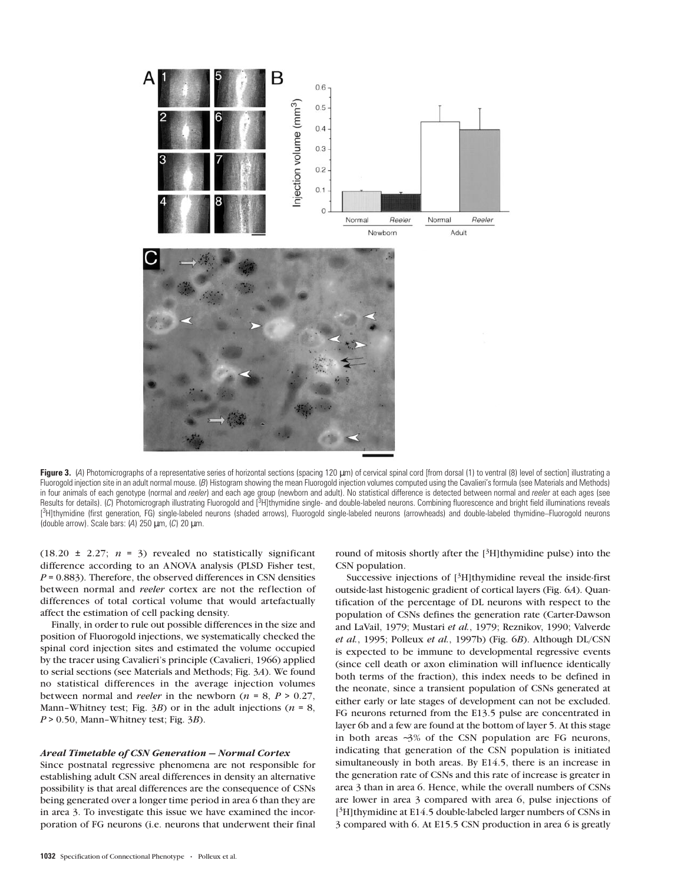**Figure 3.** (*A*) Photomicrographs of a representative series of horizontal sections (spacing 120 μm) of cervical spinal cord [from dorsal (1) to ventral (8) level of section] illustrating a Fluorogold injection site in an adult normal mouse. (*B*) Histogram showing the mean Fluorogold injection volumes computed using the Cavalieri's formula (see Materials and Methods) in four animals of each genotype (normal and *reeler*) and each age group (newborn and adult). No statistical difference is detected between normal and *reeler* at each ages (see Results for details). (*C*) Photomicrograph illustrating Fluorogold and [$^3$H]thymidine single- and double-labeled neurons. Combining fluorescence and bright field illuminations reveals [$^3$H]thymidine (first generation, FG) single-labeled neurons (shaded arrows), Fluorogold single-labeled neurons (arrowheads) and double-labeled thymidine–Fluorogold neurons (double arrow). Scale bars: (*A*) 250 μm, (*C*) 20 μm.

(18.20 ± 2.27; $n = 3$) revealed no statistically significant difference according to an ANOVA analysis (PLSD Fisher test, $P = 0.883$). Therefore, the observed differences in CSN densities between normal and *reeler* cortex are not the reflection of differences of total cortical volume that would artefactually affect the estimation of cell packing density.

Finally, in order to rule out possible differences in the size and position of Fluorogold injections, we systematically checked the spinal cord injection sites and estimated the volume occupied by the tracer using Cavalieri's principle (Cavalieri, 1966) applied to serial sections (see Materials and Methods; Fig. 3*A*). We found no statistical differences in the average injection volumes between normal and *reeler* in the newborn ($n = 8$, $P > 0.27$, Mann–Whitney test; Fig. 3*B*) or in the adult injections ($n = 8$, $P > 0.50$, Mann–Whitney test; Fig. 3*B*).

### *Areal Timetable of CSN Generation — Normal Cortex*

Since postnatal regressive phenomena are not responsible for establishing adult CSN areal differences in density an alternative possibility is that areal differences are the consequence of CSNs being generated over a longer time period in area 6 than they are in area 3. To investigate this issue we have examined the incorporation of FG neurons (i.e. neurons that underwent their final round of mitosis shortly after the [$^3$H]thymidine pulse) into the CSN population.

Successive injections of [$^3$H]thymidine reveal the inside-first outside-last histogenic gradient of cortical layers (Fig. 6*A*). Quantification of the percentage of DL neurons with respect to the population of CSNs defines the generation rate (Carter-Dawson and LaVail, 1979; Mustari *et al.*, 1979; Reznikov, 1990; Valverde *et al.*, 1995; Polleux *et al.*, 1997b) (Fig. 6*B*). Although DL/CSN is expected to be immune to developmental regressive events (since cell death or axon elimination will influence identically both terms of the fraction), this index needs to be defined in the neonate, since a transient population of CSNs generated at either early or late stages of development can not be excluded. FG neurons returned from the E13.5 pulse are concentrated in layer 6b and a few are found at the bottom of layer 5. At this stage in both areas ~3% of the CSN population are FG neurons, indicating that generation of the CSN population is initiated simultaneously in both areas. By E14.5, there is an increase in the generation rate of CSNs and this rate of increase is greater in area 3 than in area 6. Hence, while the overall numbers of CSNs are lower in area 3 compared with area 6, pulse injections of [$^3$H]thymidine at E14.5 double-labeled larger numbers of CSNs in 3 compared with 6. At E15.5 CSN production in area 6 is greatly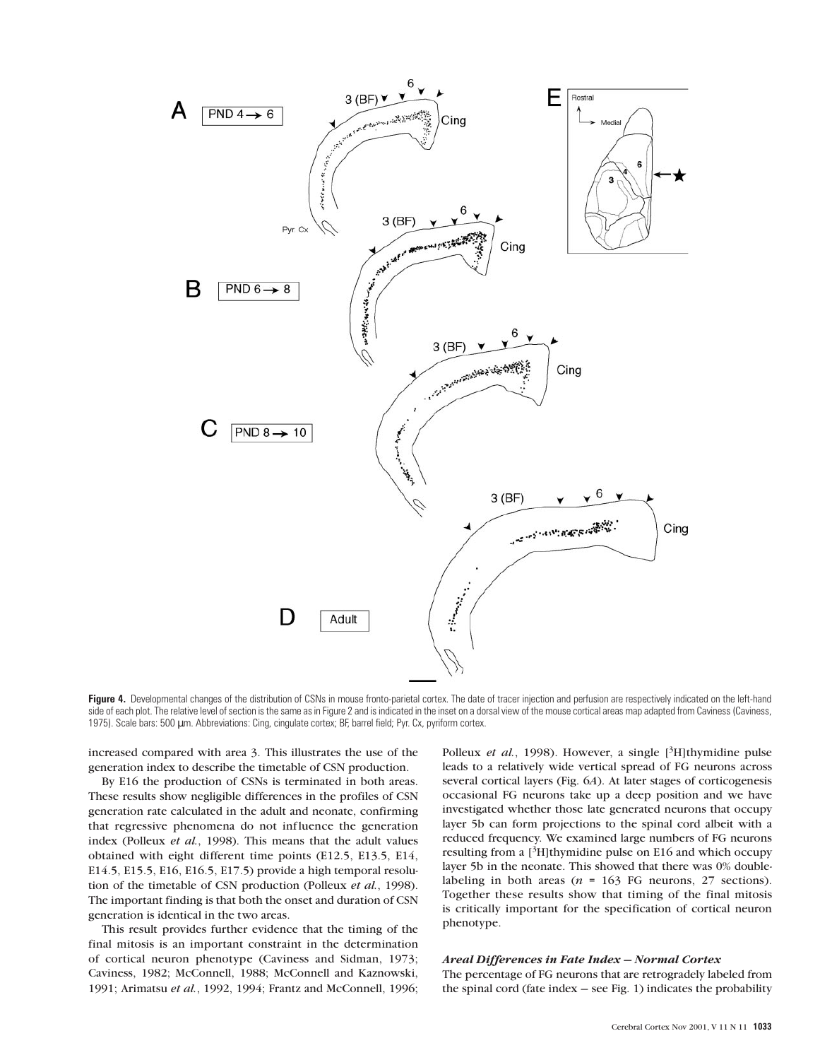**Figure 4.** Developmental changes of the distribution of CSNs in mouse fronto-parietal cortex. The date of tracer injection and perfusion are respectively indicated on the left-hand side of each plot. The relative level of section is the same as in Figure 2 and is indicated in the inset on a dorsal view of the mouse cortical areas map adapted from Caviness (Caviness, 1975). Scale bars: 500 µm. Abbreviations: Cing, cingulate cortex; BF, barrel field; Pyr. Cx, pyriform cortex.

increased compared with area 3. This illustrates the use of the generation index to describe the timetable of CSN production.

By E16 the production of CSNs is terminated in both areas. These results show negligible differences in the profiles of CSN generation rate calculated in the adult and neonate, confirming that regressive phenomena do not influence the generation index (Polleux *et al.*, 1998). This means that the adult values obtained with eight different time points (E12.5, E13.5, E14, E14.5, E15.5, E16, E16.5, E17.5) provide a high temporal resolution of the timetable of CSN production (Polleux *et al.*, 1998). The important finding is that both the onset and duration of CSN generation is identical in the two areas.

This result provides further evidence that the timing of the final mitosis is an important constraint in the determination of cortical neuron phenotype (Caviness and Sidman, 1973; Caviness, 1982; McConnell, 1988; McConnell and Kaznowski, 1991; Arimatsu *et al.*, 1992, 1994; Frantz and McConnell, 1996; Polleux *et al.*, 1998). However, a single [$^{3}$H]thymidine pulse leads to a relatively wide vertical spread of FG neurons across several cortical layers (Fig. 6*A*). At later stages of corticogenesis occasional FG neurons take up a deep position and we have investigated whether those late generated neurons that occupy layer 5b can form projections to the spinal cord albeit with a reduced frequency. We examined large numbers of FG neurons resulting from a [$^{3}$H]thymidine pulse on E16 and which occupy layer 5b in the neonate. This showed that there was 0% double-labeling in both areas ($n$ = 163 FG neurons, 27 sections). Together these results show that timing of the final mitosis is critically important for the specification of cortical neuron phenotype.

### *Areal Differences in Fate Index — Normal Cortex*

The percentage of FG neurons that are retrogradely labeled from the spinal cord (fate index — see Fig. 1) indicates the probability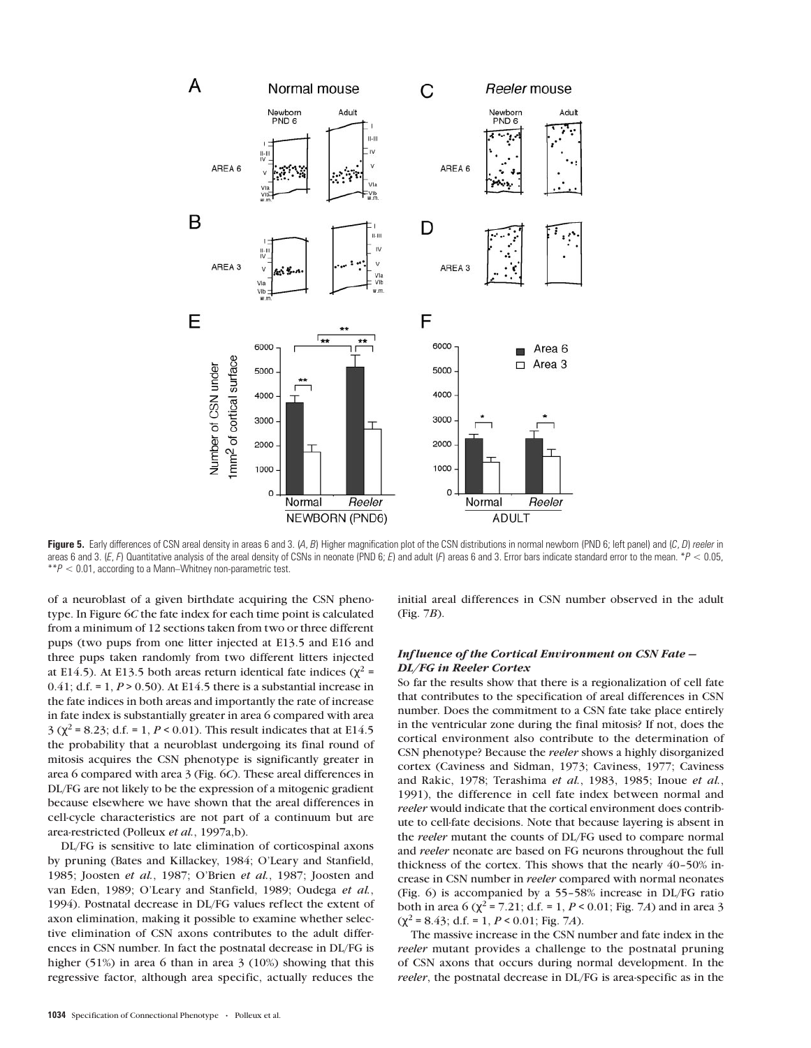**Figure 5.** Early differences of CSN areal density in areas 6 and 3. (*A*, *B*) Higher magnification plot of the CSN distributions in normal newborn (PND 6; left panel) and (*C*, *D*) *reeler* in areas 6 and 3. (*E*, *F*) Quantitative analysis of the areal density of CSNs in neonate (PND 6; *E*) and adult (*F*) areas 6 and 3. Error bars indicate standard error to the mean. $*P < 0.05$, $**P < 0.01$, according to a Mann–Whitney non-parametric test.

of a neuroblast of a given birthdate acquiring the CSN phenotype. In Figure 6*C* the fate index for each time point is calculated from a minimum of 12 sections taken from two or three different pups (two pups from one litter injected at E13.5 and E16 and three pups taken randomly from two different litters injected at E14.5). At E13.5 both areas return identical fate indices ($\chi^2$ = 0.41; d.f. = 1, $P > 0.50$). At E14.5 there is a substantial increase in the fate indices in both areas and importantly the rate of increase in fate index is substantially greater in area 6 compared with area 3 ($\chi^2$ = 8.23; d.f. = 1, $P < 0.01$). This result indicates that at E14.5 the probability that a neuroblast undergoing its final round of mitosis acquires the CSN phenotype is significantly greater in area 6 compared with area 3 (Fig. 6*C*). These areal differences in DL/FG are not likely to be the expression of a mitogenic gradient because elsewhere we have shown that the areal differences in cell-cycle characteristics are not part of a continuum but are area-restricted (Polleux *et al.*, 1997a,b).

DL/FG is sensitive to late elimination of corticospinal axons by pruning (Bates and Killackey, 1984; O'Leary and Stanfield, 1985; Joosten *et al.*, 1987; O'Brien *et al.*, 1987; Joosten and van Eden, 1989; O'Leary and Stanfield, 1989; Oudega *et al.*, 1994). Postnatal decrease in DL/FG values reflect the extent of axon elimination, making it possible to examine whether selective elimination of CSN axons contributes to the adult differences in CSN number. In fact the postnatal decrease in DL/FG is higher (51%) in area 6 than in area 3 (10%) showing that this regressive factor, although area specific, actually reduces the initial areal differences in CSN number observed in the adult (Fig. 7*B*).

### *Influence of the Cortical Environment on CSN Fate — DL/FG in Reeler Cortex*

So far the results show that there is a regionalization of cell fate that contributes to the specification of areal differences in CSN number. Does the commitment to a CSN fate take place entirely in the ventricular zone during the final mitosis? If not, does the cortical environment also contribute to the determination of CSN phenotype? Because the *reeler* shows a highly disorganized cortex (Caviness and Sidman, 1973; Caviness, 1977; Caviness and Rakic, 1978; Terashima *et al.*, 1983, 1985; Inoue *et al.*, 1991), the difference in cell fate index between normal and *reeler* would indicate that the cortical environment does contribute to cell-fate decisions. Note that because layering is absent in the *reeler* mutant the counts of DL/FG used to compare normal and *reeler* neonate are based on FG neurons throughout the full thickness of the cortex. This shows that the nearly 40–50% increase in CSN number in *reeler* compared with normal neonates (Fig. 6) is accompanied by a 55–58% increase in DL/FG ratio both in area 6 ($\chi^2$ = 7.21; d.f. = 1, $P < 0.01$; Fig. 7*A*) and in area 3 ($\chi^2$ = 8.43; d.f. = 1, $P < 0.01$; Fig. 7*A*).

The massive increase in the CSN number and fate index in the *reeler* mutant provides a challenge to the postnatal pruning of CSN axons that occurs during normal development. In the *reeler*, the postnatal decrease in DL/FG is area-specific as in the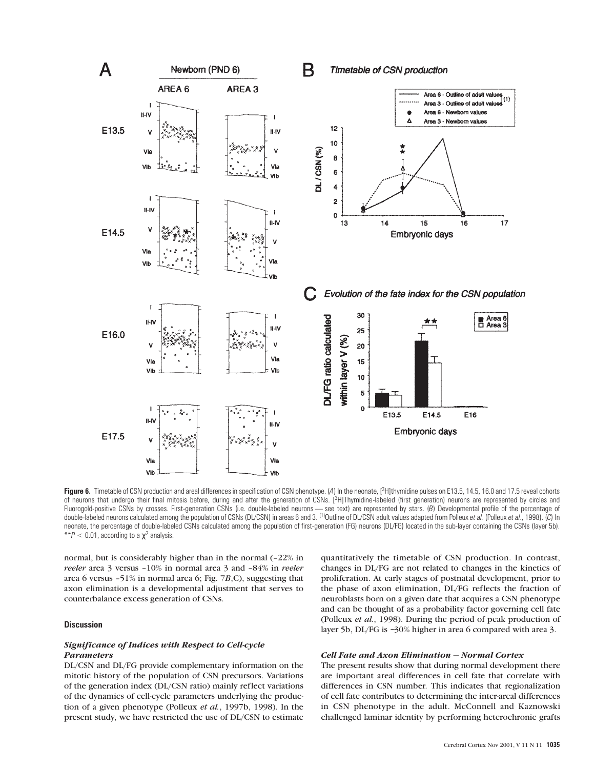**Figure 6.** Timetable of CSN production and areal differences in specification of CSN phenotype. (*A*) In the neonate, [$^{3}$H]thymidine pulses on E13.5, 14.5, 16.0 and 17.5 reveal cohorts of neurons that undergo their final mitosis before, during and after the generation of CSNs. [$^{3}$H]Thymidine-labeled (first generation) neurons are represented by circles and Fluorogold-positive CSNs by crosses. First-generation CSNs (i.e. double-labeled neurons — see text) are represented by stars. (*B*) Developmental profile of the percentage of double-labeled neurons calculated among the population of CSNs (DL/CSN) in areas 6 and 3. [1]Outline of DL/CSN adult values adapted from Polleux *et al.* (Polleux *et al.*, 1998). (*C*) In neonate, the percentage of double-labeled CSNs calculated among the population of first-generation (FG) neurons (DL/FG) located in the sub-layer containing the CSNs (layer 5b). $^{**}P < 0.01$, according to a $\chi^2$ analysis.

normal, but is considerably higher than in the normal (~22% in *reeler* area 3 versus ~10% in normal area 3 and ~84% in *reeler* area 6 versus ~51% in normal area 6; Fig. 7*B*,C), suggesting that axon elimination is a developmental adjustment that serves to counterbalance excess generation of CSNs.

## Discussion

### *Significance of Indices with Respect to Cell-cycle Parameters*

DL/CSN and DL/FG provide complementary information on the mitotic history of the population of CSN precursors. Variations of the generation index (DL/CSN ratio) mainly reflect variations of the dynamics of cell-cycle parameters underlying the production of a given phenotype (Polleux *et al.*, 1997b, 1998). In the present study, we have restricted the use of DL/CSN to estimate quantitatively the timetable of CSN production. In contrast, changes in DL/FG are not related to changes in the kinetics of proliferation. At early stages of postnatal development, prior to the phase of axon elimination, DL/FG reflects the fraction of neuroblasts born on a given date that acquires a CSN phenotype and can be thought of as a probability factor governing cell fate (Polleux *et al.*, 1998). During the period of peak production of layer 5b, DL/FG is ~30% higher in area 6 compared with area 3.

### *Cell Fate and Axon Elimination — Normal Cortex*

The present results show that during normal development there are important areal differences in cell fate that correlate with differences in CSN number. This indicates that regionalization of cell fate contributes to determining the inter-areal differences in CSN phenotype in the adult. McConnell and Kaznowski challenged laminar identity by performing heterochronic grafts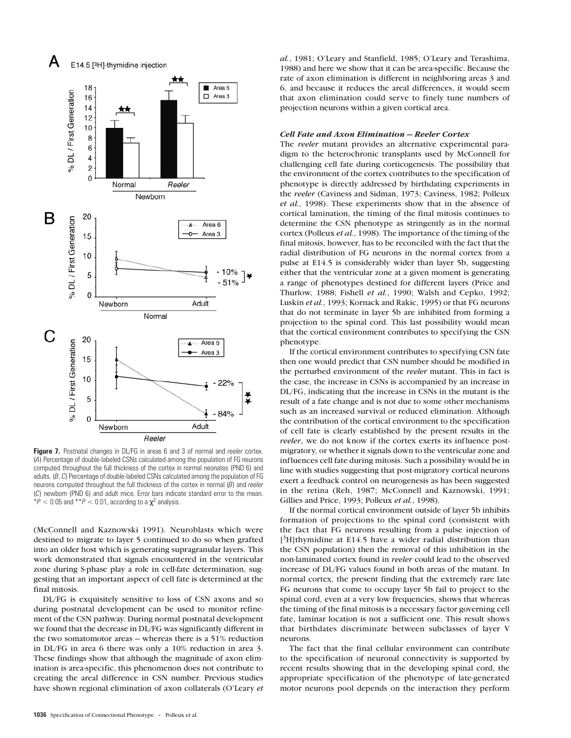**Figure 7.** Postnatal changes in DL/FG in areas 6 and 3 of normal and *reeler* cortex. (*A*) Percentage of double-labeled CSNs calculated among the population of FG neurons computed throughout the full thickness of the cortex in normal neonates (PND 6) and adults. (*B*, *C*) Percentage of double-labeled CSNs calculated among the population of FG neurons computed throughout the full thickness of the cortex in normal (*B*) and *reeler* (*C*) newborn (PND 6) and adult mice. Error bars indicate standard error to the mean. $*P < 0.05$ and $**P < 0.01$, according to a $\chi^2$ analysis.

(McConnell and Kaznowski 1991). Neuroblasts which were destined to migrate to layer 5 continued to do so when grafted into an older host which is generating supragranular layers. This work demonstrated that signals encountered in the ventricular zone during S-phase play a role in cell-fate determination, suggesting that an important aspect of cell fate is determined at the final mitosis.

DL/FG is exquisitely sensitive to loss of CSN axons and so during postnatal development can be used to monitor refinement of the CSN pathway. During normal postnatal development we found that the decrease in DL/FG was significantly different in the two somatomotor areas — whereas there is a 51% reduction in DL/FG in area 6 there was only a 10% reduction in area 3. These findings show that although the magnitude of axon elimination is area-specific, this phenomenon does not contribute to creating the areal difference in CSN number. Previous studies have shown regional elimination of axon collaterals (O'Leary *et al.*, 1981; O'Leary and Stanfield, 1985; O'Leary and Terashima, 1988) and here we show that it can be area-specific. Because the rate of axon elimination is different in neighboring areas 3 and 6, and because it reduces the areal differences, it would seem that axon elimination could serve to finely tune numbers of projection neurons within a given cortical area.

### *Cell Fate and Axon Elimination — Reeler Cortex*

The *reeler* mutant provides an alternative experimental paradigm to the heterochronic transplants used by McConnell for challenging cell fate during corticogenesis. The possibility that the environment of the cortex contributes to the specification of phenotype is directly addressed by birthdating experiments in the *reeler* (Caviness and Sidman, 1973; Caviness, 1982; Polleux *et al.*, 1998). These experiments show that in the absence of cortical lamination, the timing of the final mitosis continues to determine the CSN phenotype as stringently as in the normal cortex (Polleux *et al.*, 1998). The importance of the timing of the final mitosis, however, has to be reconciled with the fact that the radial distribution of FG neurons in the normal cortex from a pulse at E14.5 is considerably wider than layer 5b, suggesting either that the ventricular zone at a given moment is generating a range of phenotypes destined for different layers (Price and Thurlow, 1988; Fishell *et al.*, 1990; Walsh and Cepko, 1992; Luskin *et al.*, 1993; Kornack and Rakic, 1995) or that FG neurons that do not terminate in layer 5b are inhibited from forming a projection to the spinal cord. This last possibility would mean that the cortical environment contributes to specifying the CSN phenotype.

If the cortical environment contributes to specifying CSN fate then one would predict that CSN number should be modified in the perturbed environment of the *reeler* mutant. This in fact is the case, the increase in CSNs is accompanied by an increase in DL/FG, indicating that the increase in CSNs in the mutant is the result of a fate change and is not due to some other mechanisms such as an increased survival or reduced elimination. Although the contribution of the cortical environment to the specification of cell fate is clearly established by the present results in the *reeler*, we do not know if the cortex exerts its influence post-migratory, or whether it signals down to the ventricular zone and influences cell fate during mitosis. Such a possibility would be in line with studies suggesting that post-migratory cortical neurons exert a feedback control on neurogenesis as has been suggested in the retina (Reh, 1987; McConnell and Kaznowski, 1991; Gillies and Price, 1993; Polleux *et al.*, 1998).

If the normal cortical environment outside of layer 5b inhibits formation of projections to the spinal cord (consistent with the fact that FG neurons resulting from a pulse injection of [$^3$H]thymidine at E14.5 have a wider radial distribution than the CSN population) then the removal of this inhibition in the non-laminated cortex found in *reeler* could lead to the observed increase of DL/FG values found in both areas of the mutant. In normal cortex, the present finding that the extremely rare late FG neurons that come to occupy layer 5b fail to project to the spinal cord, even at a very low frequencies, shows that whereas the timing of the final mitosis is a necessary factor governing cell fate, laminar location is not a sufficient one. This result shows that birthdates discriminate between subclasses of layer V neurons.

The fact that the final cellular environment can contribute to the specification of neuronal connectivity is supported by recent results showing that in the developing spinal cord, the appropriate specification of the phenotype of late-generated motor neurons pool depends on the interaction they perform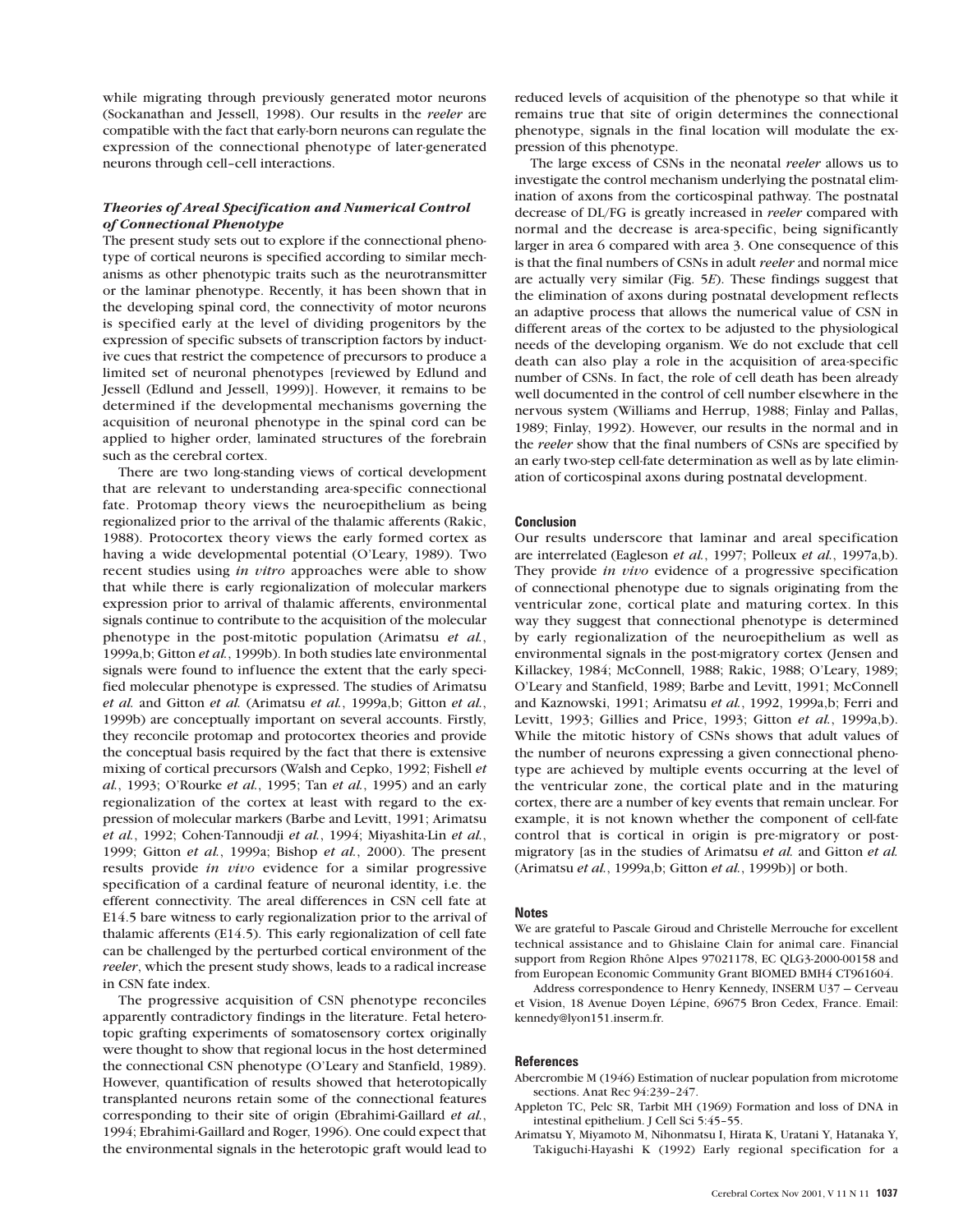while migrating through previously generated motor neurons (Sockanathan and Jessell, 1998). Our results in the *reeler* are compatible with the fact that early-born neurons can regulate the expression of the connectional phenotype of later-generated neurons through cell–cell interactions.

### *Theories of Areal Specification and Numerical Control of Connectional Phenotype*

The present study sets out to explore if the connectional phenotype of cortical neurons is specified according to similar mechanisms as other phenotypic traits such as the neurotransmitter or the laminar phenotype. Recently, it has been shown that in the developing spinal cord, the connectivity of motor neurons is specified early at the level of dividing progenitors by the expression of specific subsets of transcription factors by inductive cues that restrict the competence of precursors to produce a limited set of neuronal phenotypes [reviewed by Edlund and Jessell (Edlund and Jessell, 1999)]. However, it remains to be determined if the developmental mechanisms governing the acquisition of neuronal phenotype in the spinal cord can be applied to higher order, laminated structures of the forebrain such as the cerebral cortex.

There are two long-standing views of cortical development that are relevant to understanding area-specific connectional fate. Protomap theory views the neuroepithelium as being regionalized prior to the arrival of the thalamic afferents (Rakic, 1988). Protocortex theory views the early formed cortex as having a wide developmental potential (O'Leary, 1989). Two recent studies using *in vitro* approaches were able to show that while there is early regionalization of molecular markers expression prior to arrival of thalamic afferents, environmental signals continue to contribute to the acquisition of the molecular phenotype in the post-mitotic population (Arimatsu *et al.*, 1999a,b; Gitton *et al.*, 1999b). In both studies late environmental signals were found to influence the extent that the early specified molecular phenotype is expressed. The studies of Arimatsu *et al.* and Gitton *et al.* (Arimatsu *et al.*, 1999a,b; Gitton *et al.*, 1999b) are conceptually important on several accounts. Firstly, they reconcile protomap and protocortex theories and provide the conceptual basis required by the fact that there is extensive mixing of cortical precursors (Walsh and Cepko, 1992; Fishell *et al.*, 1993; O'Rourke *et al.*, 1995; Tan *et al.*, 1995) and an early regionalization of the cortex at least with regard to the expression of molecular markers (Barbe and Levitt, 1991; Arimatsu *et al.*, 1992; Cohen-Tannoudji *et al.*, 1994; Miyashita-Lin *et al.*, 1999; Gitton *et al.*, 1999a; Bishop *et al.*, 2000). The present results provide *in vivo* evidence for a similar progressive specification of a cardinal feature of neuronal identity, i.e. the efferent connectivity. The areal differences in CSN cell fate at E14.5 bare witness to early regionalization prior to the arrival of thalamic afferents (E14.5). This early regionalization of cell fate can be challenged by the perturbed cortical environment of the *reeler*, which the present study shows, leads to a radical increase in CSN fate index.

The progressive acquisition of CSN phenotype reconciles apparently contradictory findings in the literature. Fetal heterotopic grafting experiments of somatosensory cortex originally were thought to show that regional locus in the host determined the connectional CSN phenotype (O'Leary and Stanfield, 1989). However, quantification of results showed that heterotopically transplanted neurons retain some of the connectional features corresponding to their site of origin (Ebrahimi-Gaillard *et al.*, 1994; Ebrahimi-Gaillard and Roger, 1996). One could expect that the environmental signals in the heterotopic graft would lead to reduced levels of acquisition of the phenotype so that while it remains true that site of origin determines the connectional phenotype, signals in the final location will modulate the expression of this phenotype.

The large excess of CSNs in the neonatal *reeler* allows us to investigate the control mechanism underlying the postnatal elimination of axons from the corticospinal pathway. The postnatal decrease of DL/FG is greatly increased in *reeler* compared with normal and the decrease is area-specific, being significantly larger in area 6 compared with area 3. One consequence of this is that the final numbers of CSNs in adult *reeler* and normal mice are actually very similar (Fig. 5*E*). These findings suggest that the elimination of axons during postnatal development reflects an adaptive process that allows the numerical value of CSN in different areas of the cortex to be adjusted to the physiological needs of the developing organism. We do not exclude that cell death can also play a role in the acquisition of area-specific number of CSNs. In fact, the role of cell death has been already well documented in the control of cell number elsewhere in the nervous system (Williams and Herrup, 1988; Finlay and Pallas, 1989; Finlay, 1992). However, our results in the normal and in the *reeler* show that the final numbers of CSNs are specified by an early two-step cell-fate determination as well as by late elimination of corticospinal axons during postnatal development.

## Conclusion

Our results underscore that laminar and areal specification are interrelated (Eagleson *et al.*, 1997; Polleux *et al.*, 1997a,b). They provide *in vivo* evidence of a progressive specification of connectional phenotype due to signals originating from the ventricular zone, cortical plate and maturing cortex. In this way they suggest that connectional phenotype is determined by early regionalization of the neuroepithelium as well as environmental signals in the post-migratory cortex (Jensen and Killackey, 1984; McConnell, 1988; Rakic, 1988; O'Leary, 1989; O'Leary and Stanfield, 1989; Barbe and Levitt, 1991; McConnell and Kaznowski, 1991; Arimatsu *et al.*, 1992, 1999a,b; Ferri and Levitt, 1993; Gillies and Price, 1993; Gitton *et al.*, 1999a,b). While the mitotic history of CSNs shows that adult values of the number of neurons expressing a given connectional phenotype are achieved by multiple events occurring at the level of the ventricular zone, the cortical plate and in the maturing cortex, there are a number of key events that remain unclear. For example, it is not known whether the component of cell-fate control that is cortical in origin is pre-migratory or post-migratory [as in the studies of Arimatsu *et al.* and Gitton *et al.* (Arimatsu *et al.*, 1999a,b; Gitton *et al.*, 1999b)] or both.

## Notes

We are grateful to Pascale Giroud and Christelle Merrouche for excellent technical assistance and to Ghislaine Clain for animal care. Financial support from Region Rhône Alpes 97021178, EC QLG3-2000-00158 and from European Economic Community Grant BIOMED BMH4 CT961604.

Address correspondence to Henry Kennedy, INSERM U37 — Cerveau et Vision, 18 Avenue Doyen Lépine, 69675 Bron Cedex, France. Email: kennedy@lyon151.inserm.fr.

## References

Abercrombie M (1946) Estimation of nuclear population from microtome sections. Anat Rec 94:239–247.

Appleton TC, Pelc SR, Tarbit MH (1969) Formation and loss of DNA in intestinal epithelium. J Cell Sci 5:45–55.

Arimatsu Y, Miyamoto M, Nihonmatsu I, Hirata K, Uratani Y, Hatanaka Y, Takiguchi-Hayashi K (1992) Early regional specification for a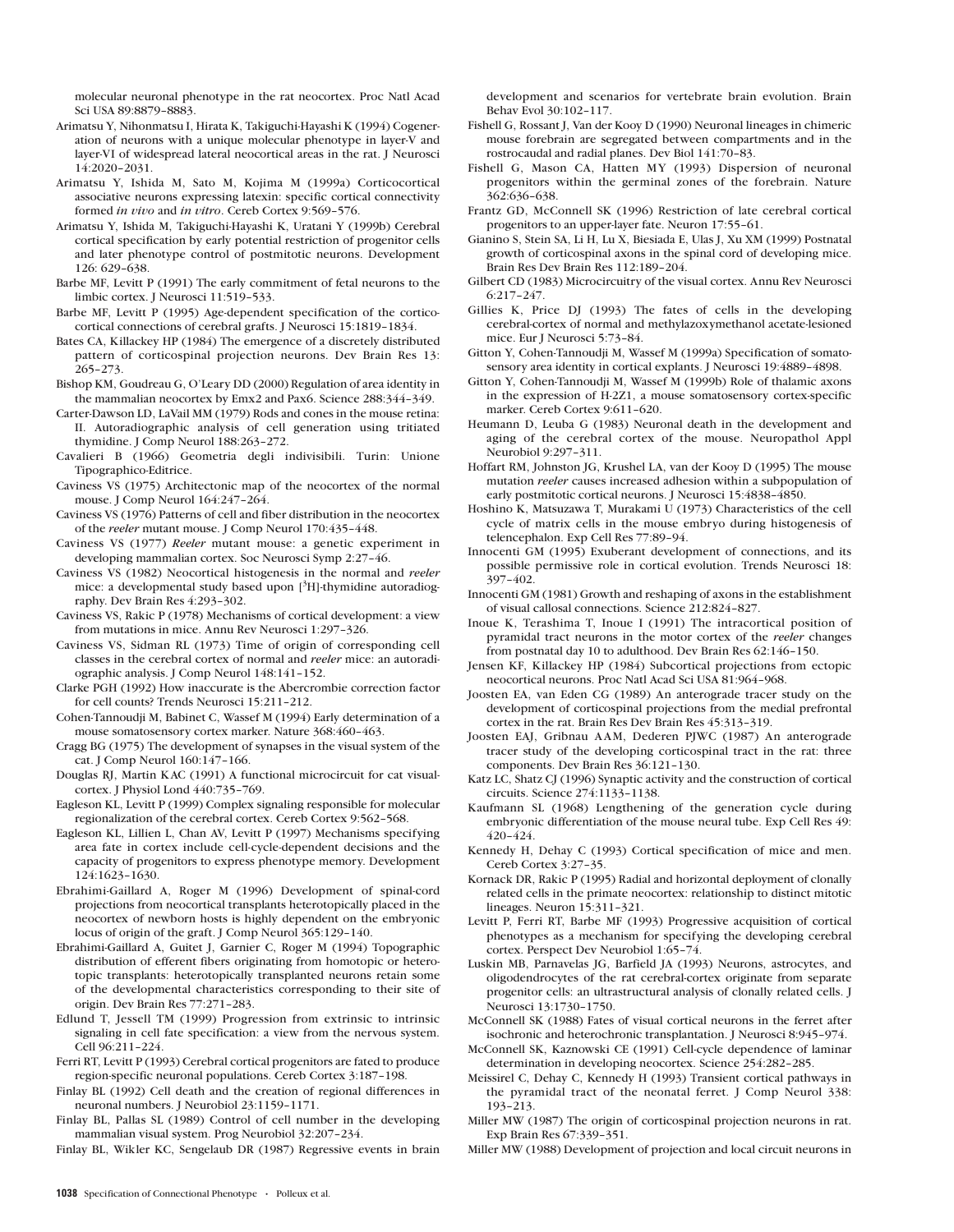molecular neuronal phenotype in the rat neocortex. Proc Natl Acad Sci USA 89:8879–8883.

Arimatsu Y, Nihonmatsu I, Hirata K, Takiguchi-Hayashi K (1994) Cogeneration of neurons with a unique molecular phenotype in layer-V and layer-VI of widespread lateral neocortical areas in the rat. J Neurosci 14:2020–2031.

Arimatsu Y, Ishida M, Sato M, Kojima M (1999a) Corticocortical associative neurons expressing latexin: specific cortical connectivity formed *in vivo* and *in vitro*. Cereb Cortex 9:569–576.

Arimatsu Y, Ishida M, Takiguchi-Hayashi K, Uratani Y (1999b) Cerebral cortical specification by early potential restriction of progenitor cells and later phenotype control of postmitotic neurons. Development 126: 629–638.

Barbe MF, Levitt P (1991) The early commitment of fetal neurons to the limbic cortex. J Neurosci 11:519–533.

Barbe MF, Levitt P (1995) Age-dependent specification of the corticocortical connections of cerebral grafts. J Neurosci 15:1819–1834.

Bates CA, Killackey HP (1984) The emergence of a discretely distributed pattern of corticospinal projection neurons. Dev Brain Res 13: 265–273.

Bishop KM, Goudreau G, O'Leary DD (2000) Regulation of area identity in the mammalian neocortex by Emx2 and Pax6. Science 288:344–349.

Carter-Dawson LD, LaVail MM (1979) Rods and cones in the mouse retina: II. Autoradiographic analysis of cell generation using tritiated thymidine. J Comp Neurol 188:263–272.

Cavalieri B (1966) Geometria degli indivisibili. Turin: Unione Tipographico-Editrice.

Caviness VS (1975) Architectonic map of the neocortex of the normal mouse. J Comp Neurol 164:247–264.

Caviness VS (1976) Patterns of cell and fiber distribution in the neocortex of the *reeler* mutant mouse. J Comp Neurol 170:435–448.

Caviness VS (1977) *Reeler* mutant mouse: a genetic experiment in developing mammalian cortex. Soc Neurosci Symp 2:27–46.

Caviness VS (1982) Neocortical histogenesis in the normal and *reeler* mice: a developmental study based upon [$^3$H]-thymidine autoradiography. Dev Brain Res 4:293–302.

Caviness VS, Rakic P (1978) Mechanisms of cortical development: a view from mutations in mice. Annu Rev Neurosci 1:297–326.

Caviness VS, Sidman RL (1973) Time of origin of corresponding cell classes in the cerebral cortex of normal and *reeler* mice: an autoradiographic analysis. J Comp Neurol 148:141–152.

Clarke PGH (1992) How inaccurate is the Abercrombie correction factor for cell counts? Trends Neurosci 15:211–212.

Cohen-Tannoudji M, Babinet C, Wassef M (1994) Early determination of a mouse somatosensory cortex marker. Nature 368:460–463.

Cragg BG (1975) The development of synapses in the visual system of the cat. J Comp Neurol 160:147–166.

Douglas RJ, Martin KAC (1991) A functional microcircuit for cat visual-cortex. J Physiol Lond 440:735–769.

Eagleson KL, Levitt P (1999) Complex signaling responsible for molecular regionalization of the cerebral cortex. Cereb Cortex 9:562–568.

Eagleson KL, Lillien L, Chan AV, Levitt P (1997) Mechanisms specifying area fate in cortex include cell-cycle-dependent decisions and the capacity of progenitors to express phenotype memory. Development 124:1623–1630.

Ebrahimi-Gaillard A, Roger M (1996) Development of spinal-cord projections from neocortical transplants heterotopically placed in the neocortex of newborn hosts is highly dependent on the embryonic locus of origin of the graft. J Comp Neurol 365:129–140.

Ebrahimi-Gaillard A, Guitet J, Garnier C, Roger M (1994) Topographic distribution of efferent fibers originating from homotopic or heterotopic transplants: heterotopically transplanted neurons retain some of the developmental characteristics corresponding to their site of origin. Dev Brain Res 77:271–283.

Edlund T, Jessell TM (1999) Progression from extrinsic to intrinsic signaling in cell fate specification: a view from the nervous system. Cell 96:211–224.

Ferri RT, Levitt P (1993) Cerebral cortical progenitors are fated to produce region-specific neuronal populations. Cereb Cortex 3:187–198.

Finlay BL (1992) Cell death and the creation of regional differences in neuronal numbers. J Neurobiol 23:1159–1171.

Finlay BL, Pallas SL (1989) Control of cell number in the developing mammalian visual system. Prog Neurobiol 32:207–234.

Finlay BL, Wikler KC, Sengelaub DR (1987) Regressive events in brain development and scenarios for vertebrate brain evolution. Brain Behav Evol 30:102–117.

Fishell G, Rossant J, Van der Kooy D (1990) Neuronal lineages in chimeric mouse forebrain are segregated between compartments and in the rostrocaudal and radial planes. Dev Biol 141:70–83.

Fishell G, Mason CA, Hatten MY (1993) Dispersion of neuronal progenitors within the germinal zones of the forebrain. Nature 362:636–638.

Frantz GD, McConnell SK (1996) Restriction of late cerebral cortical progenitors to an upper-layer fate. Neuron 17:55–61.

Gianino S, Stein SA, Li H, Lu X, Biesiada E, Ulas J, Xu XM (1999) Postnatal growth of corticospinal axons in the spinal cord of developing mice. Brain Res Dev Brain Res 112:189–204.

Gilbert CD (1983) Microcircuitry of the visual cortex. Annu Rev Neurosci 6:217–247.

Gillies K, Price DJ (1993) The fates of cells in the developing cerebral-cortex of normal and methylazoxymethanol acetate-lesioned mice. Eur J Neurosci 5:73–84.

Gitton Y, Cohen-Tannoudji M, Wassef M (1999a) Specification of somatosensory area identity in cortical explants. J Neurosci 19:4889–4898.

Gitton Y, Cohen-Tannoudji M, Wassef M (1999b) Role of thalamic axons in the expression of H-2Z1, a mouse somatosensory cortex-specific marker. Cereb Cortex 9:611–620.

Heumann D, Leuba G (1983) Neuronal death in the development and aging of the cerebral cortex of the mouse. Neuropathol Appl Neurobiol 9:297–311.

Hoffart RM, Johnston JG, Krushel LA, van der Kooy D (1995) The mouse mutation *reeler* causes increased adhesion within a subpopulation of early postmitotic cortical neurons. J Neurosci 15:4838–4850.

Hoshino K, Matsuzawa T, Murakami U (1973) Characteristics of the cell cycle of matrix cells in the mouse embryo during histogenesis of telencephalon. Exp Cell Res 77:89–94.

Innocenti GM (1995) Exuberant development of connections, and its possible permissive role in cortical evolution. Trends Neurosci 18: 397–402.

Innocenti GM (1981) Growth and reshaping of axons in the establishment of visual callosal connections. Science 212:824–827.

Inoue K, Terashima T, Inoue I (1991) The intracortical position of pyramidal tract neurons in the motor cortex of the *reeler* changes from postnatal day 10 to adulthood. Dev Brain Res 62:146–150.

Jensen KF, Killackey HP (1984) Subcortical projections from ectopic neocortical neurons. Proc Natl Acad Sci USA 81:964–968.

Joosten EA, van Eden CG (1989) An anterograde tracer study on the development of corticospinal projections from the medial prefrontal cortex in the rat. Brain Res Dev Brain Res 45:313–319.

Joosten EAJ, Gribnau AAM, Dederen PJWC (1987) An anterograde tracer study of the developing corticospinal tract in the rat: three components. Dev Brain Res 36:121–130.

Katz LC, Shatz CJ (1996) Synaptic activity and the construction of cortical circuits. Science 274:1133–1138.

Kaufmann SL (1968) Lengthening of the generation cycle during embryonic differentiation of the mouse neural tube. Exp Cell Res 49: 420–424.

Kennedy H, Dehay C (1993) Cortical specification of mice and men. Cereb Cortex 3:27–35.

Kornack DR, Rakic P (1995) Radial and horizontal deployment of clonally related cells in the primate neocortex: relationship to distinct mitotic lineages. Neuron 15:311–321.

Levitt P, Ferri RT, Barbe MF (1993) Progressive acquisition of cortical phenotypes as a mechanism for specifying the developing cerebral cortex. Perspect Dev Neurobiol 1:65–74.

Luskin MB, Parnavelas JG, Barfield JA (1993) Neurons, astrocytes, and oligodendrocytes of the rat cerebral-cortex originate from separate progenitor cells: an ultrastructural analysis of clonally related cells. J Neurosci 13:1730–1750.

McConnell SK (1988) Fates of visual cortical neurons in the ferret after isochronic and heterochronic transplantation. J Neurosci 8:945–974.

McConnell SK, Kaznowski CE (1991) Cell-cycle dependence of laminar determination in developing neocortex. Science 254:282–285.

Meissirel C, Dehay C, Kennedy H (1993) Transient cortical pathways in the pyramidal tract of the neonatal ferret. J Comp Neurol 338: 193–213.

Miller MW (1987) The origin of corticospinal projection neurons in rat. Exp Brain Res 67:339–351.

Miller MW (1988) Development of projection and local circuit neurons in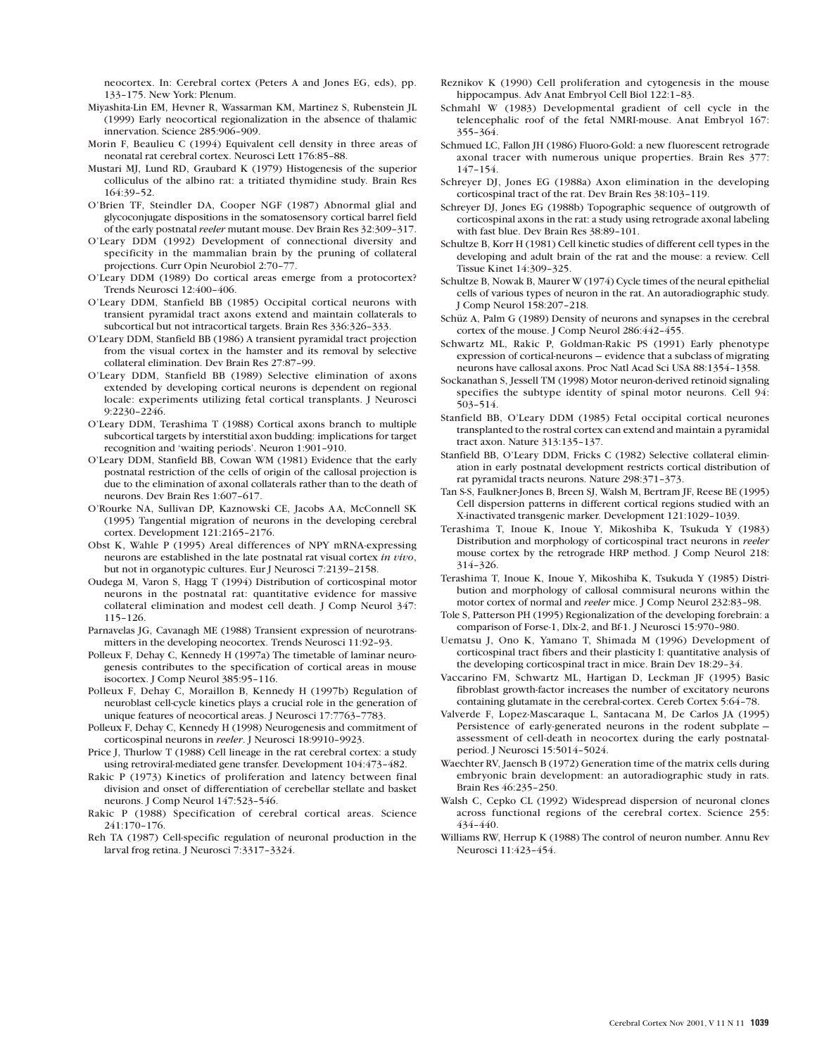neocortex. In: Cerebral cortex (Peters A and Jones EG, eds), pp. 133–175. New York: Plenum.

Miyashita-Lin EM, Hevner R, Wassarman KM, Martinez S, Rubenstein JL (1999) Early neocortical regionalization in the absence of thalamic innervation. Science 285:906–909.

Morin F, Beaulieu C (1994) Equivalent cell density in three areas of neonatal rat cerebral cortex. Neurosci Lett 176:85–88.

Mustari MJ, Lund RD, Graubard K (1979) Histogenesis of the superior colliculus of the albino rat: a tritiated thymidine study. Brain Res 164:39–52.

O'Brien TF, Steindler DA, Cooper NGF (1987) Abnormal glial and glycoconjugate dispositions in the somatosensory cortical barrel field of the early postnatal *reeler* mutant mouse. Dev Brain Res 32:309–317.

O'Leary DDM (1992) Development of connectional diversity and specificity in the mammalian brain by the pruning of collateral projections. Curr Opin Neurobiol 2:70–77.

O'Leary DDM (1989) Do cortical areas emerge from a protocortex? Trends Neurosci 12:400–406.

O'Leary DDM, Stanfield BB (1985) Occipital cortical neurons with transient pyramidal tract axons extend and maintain collaterals to subcortical but not intracortical targets. Brain Res 336:326–333.

O'Leary DDM, Stanfield BB (1986) A transient pyramidal tract projection from the visual cortex in the hamster and its removal by selective collateral elimination. Dev Brain Res 27:87–99.

O'Leary DDM, Stanfield BB (1989) Selective elimination of axons extended by developing cortical neurons is dependent on regional locale: experiments utilizing fetal cortical transplants. J Neurosci 9:2230–2246.

O'Leary DDM, Terashima T (1988) Cortical axons branch to multiple subcortical targets by interstitial axon budding: implications for target recognition and 'waiting periods'. Neuron 1:901–910.

O'Leary DDM, Stanfield BB, Cowan WM (1981) Evidence that the early postnatal restriction of the cells of origin of the callosal projection is due to the elimination of axonal collaterals rather than to the death of neurons. Dev Brain Res 1:607–617.

O'Rourke NA, Sullivan DP, Kaznowski CE, Jacobs AA, McConnell SK (1995) Tangential migration of neurons in the developing cerebral cortex. Development 121:2165–2176.

Obst K, Wahle P (1995) Areal differences of NPY mRNA-expressing neurons are established in the late postnatal rat visual cortex *in vivo*, but not in organotypic cultures. Eur J Neurosci 7:2139–2158.

Oudega M, Varon S, Hagg T (1994) Distribution of corticospinal motor neurons in the postnatal rat: quantitative evidence for massive collateral elimination and modest cell death. J Comp Neurol 347: 115–126.

Parnavelas JG, Cavanagh ME (1988) Transient expression of neurotransmitters in the developing neocortex. Trends Neurosci 11:92–93.

Polleux F, Dehay C, Kennedy H (1997a) The timetable of laminar neurogenesis contributes to the specification of cortical areas in mouse isocortex. J Comp Neurol 385:95–116.

Polleux F, Dehay C, Moraillon B, Kennedy H (1997b) Regulation of neuroblast cell-cycle kinetics plays a crucial role in the generation of unique features of neocortical areas. J Neurosci 17:7763–7783.

Polleux F, Dehay C, Kennedy H (1998) Neurogenesis and commitment of corticospinal neurons in *reeler*. J Neurosci 18:9910–9923.

Price J, Thurlow T (1988) Cell lineage in the rat cerebral cortex: a study using retroviral-mediated gene transfer. Development 104:473–482.

Rakic P (1973) Kinetics of proliferation and latency between final division and onset of differentiation of cerebellar stellate and basket neurons. J Comp Neurol 147:523–546.

Rakic P (1988) Specification of cerebral cortical areas. Science 241:170–176.

Reh TA (1987) Cell-specific regulation of neuronal production in the larval frog retina. J Neurosci 7:3317–3324.

Reznikov K (1990) Cell proliferation and cytogenesis in the mouse hippocampus. Adv Anat Embryol Cell Biol 122:1–83.

Schmahl W (1983) Developmental gradient of cell cycle in the telencephalic roof of the fetal NMRI-mouse. Anat Embryol 167: 355–364.

Schmued LC, Fallon JH (1986) Fluoro-Gold: a new fluorescent retrograde axonal tracer with numerous unique properties. Brain Res 377: 147–154.

Schreyer DJ, Jones EG (1988a) Axon elimination in the developing corticospinal tract of the rat. Dev Brain Res 38:103–119.

Schreyer DJ, Jones EG (1988b) Topographic sequence of outgrowth of corticospinal axons in the rat: a study using retrograde axonal labeling with fast blue. Dev Brain Res 38:89–101.

Schultze B, Korr H (1981) Cell kinetic studies of different cell types in the developing and adult brain of the rat and the mouse: a review. Cell Tissue Kinet 14:309–325.

Schultze B, Nowak B, Maurer W (1974) Cycle times of the neural epithelial cells of various types of neuron in the rat. An autoradiographic study. J Comp Neurol 158:207–218.

Schüz A, Palm G (1989) Density of neurons and synapses in the cerebral cortex of the mouse. J Comp Neurol 286:442–455.

Schwartz ML, Rakic P, Goldman-Rakic PS (1991) Early phenotype expression of cortical-neurons — evidence that a subclass of migrating neurons have callosal axons. Proc Natl Acad Sci USA 88:1354–1358.

Sockanathan S, Jessell TM (1998) Motor neuron-derived retinoid signaling specifies the subtype identity of spinal motor neurons. Cell 94: 503–514.

Stanfield BB, O'Leary DDM (1985) Fetal occipital cortical neurones transplanted to the rostral cortex can extend and maintain a pyramidal tract axon. Nature 313:135–137.

Stanfield BB, O'Leary DDM, Fricks C (1982) Selective collateral elimination in early postnatal development restricts cortical distribution of rat pyramidal tracts neurons. Nature 298:371–373.

Tan S-S, Faulkner-Jones B, Breen SJ, Walsh M, Bertram JF, Reese BE (1995) Cell dispersion patterns in different cortical regions studied with an X-inactivated transgenic marker. Development 121:1029–1039.

Terashima T, Inoue K, Inoue Y, Mikoshiba K, Tsukuda Y (1983) Distribution and morphology of corticospinal tract neurons in *reeler* mouse cortex by the retrograde HRP method. J Comp Neurol 218: 314–326.

Terashima T, Inoue K, Inoue Y, Mikoshiba K, Tsukuda Y (1985) Distribution and morphology of callosal commisural neurons within the motor cortex of normal and *reeler* mice. J Comp Neurol 232:83–98.

Tole S, Patterson PH (1995) Regionalization of the developing forebrain: a comparison of Forse-1, Dlx-2, and Bf-1. J Neurosci 15:970–980.

Uematsu J, Ono K, Yamano T, Shimada M (1996) Development of corticospinal tract fibers and their plasticity I: quantitative analysis of the developing corticospinal tract in mice. Brain Dev 18:29–34.

Vaccarino FM, Schwartz ML, Hartigan D, Leckman JF (1995) Basic fibroblast growth-factor increases the number of excitatory neurons containing glutamate in the cerebral-cortex. Cereb Cortex 5:64–78.

Valverde F, Lopez-Mascaraque L, Santacana M, De Carlos JA (1995) Persistence of early-generated neurons in the rodent subplate — assessment of cell-death in neocortex during the early postnatal-period. J Neurosci 15:5014–5024.

Waechter RV, Jaensch B (1972) Generation time of the matrix cells during embryonic brain development: an autoradiographic study in rats. Brain Res 46:235–250.

Walsh C, Cepko CL (1992) Widespread dispersion of neuronal clones across functional regions of the cerebral cortex. Science 255: 434–440.

Williams RW, Herrup K (1988) The control of neuron number. Annu Rev Neurosci 11:423–454.